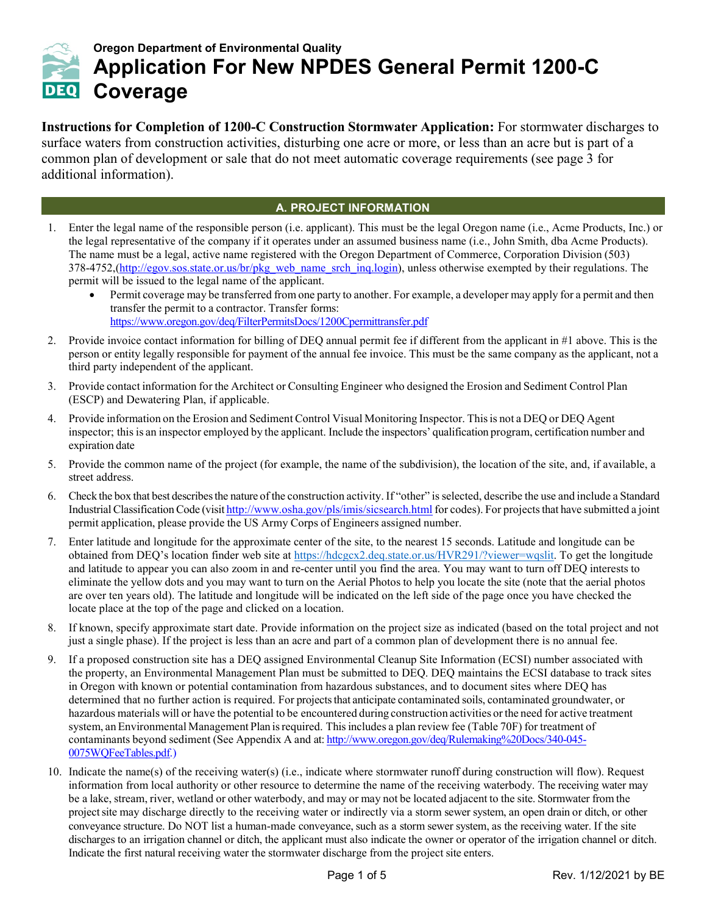Oregon Department of Environmental Quality

# Application For New NPDES General Permit 1200-C Coverage

**Instructions for Completion of 1200-C Construction Stormwater Application:** For stormwater discharges to surface waters from construction activities, disturbing one acre or more, or less than an acre but is part of a common plan of development or sale that do not meet automatic coverage requirements (see page 3 for additional information).

## A. PROJECT INFORMATION

1. Enter the legal name of the responsible person (i.e. applicant). This must be the legal Oregon name (i.e., Acme Products, Inc.) or the legal representative of the company if it operates under an assumed business name (i.e., John Smith, dba Acme Products). The name must be a legal, active name registered with the Oregon Department of Commerce, Corporation Division (503) 378-4752,(http://egov.sos.state.or.us/br/pkg_web_name_srch_inq.login), unless otherwise exempted by their regulations. The permit will be issued to the legal name of the applicant.
   - Permit coverage may be transferred from one party to another. For example, a developer may apply for a permit and then transfer the permit to a contractor. Transfer forms: https://www.oregon.gov/deq/FilterPermitsDocs/1200Cpermittransfer.pdf
2. Provide invoice contact information for billing of DEQ annual permit fee if different from the applicant in #1 above. This is the person or entity legally responsible for payment of the annual fee invoice. This must be the same company as the applicant, not a third party independent of the applicant.
3. Provide contact information for the Architect or Consulting Engineer who designed the Erosion and Sediment Control Plan (ESCP) and Dewatering Plan, if applicable.
4. Provide information on the Erosion and Sediment Control Visual Monitoring Inspector. This is not a DEQ or DEQ Agent inspector; this is an inspector employed by the applicant. Include the inspectors' qualification program, certification number and expiration date
5. Provide the common name of the project (for example, the name of the subdivision), the location of the site, and, if available, a street address.
6. Check the box that best describes the nature of the construction activity. If "other" is selected, describe the use and include a Standard Industrial Classification Code (visit http://www.osha.gov/pls/imis/sicsearch.html for codes). For projects that have submitted a joint permit application, please provide the US Army Corps of Engineers assigned number.
7. Enter latitude and longitude for the approximate center of the site, to the nearest 15 seconds. Latitude and longitude can be obtained from DEQ's location finder web site at https://hdcgcx2.deq.state.or.us/HVR291/?viewer=wqslit. To get the longitude and latitude to appear you can also zoom in and re-center until you find the area. You may want to turn off DEQ interests to eliminate the yellow dots and you may want to turn on the Aerial Photos to help you locate the site (note that the aerial photos are over ten years old). The latitude and longitude will be indicated on the left side of the page once you have checked the locate place at the top of the page and clicked on a location.
8. If known, specify approximate start date. Provide information on the project size as indicated (based on the total project and not just a single phase). If the project is less than an acre and part of a common plan of development there is no annual fee.
9. If a proposed construction site has a DEQ assigned Environmental Cleanup Site Information (ECSI) number associated with the property, an Environmental Management Plan must be submitted to DEQ. DEQ maintains the ECSI database to track sites in Oregon with known or potential contamination from hazardous substances, and to document sites where DEQ has determined that no further action is required. For projects that anticipate contaminated soils, contaminated groundwater, or hazardous materials will or have the potential to be encountered during construction activities or the need for active treatment system, an Environmental Management Plan is required. This includes a plan review fee (Table 70F) for treatment of contaminants beyond sediment (See Appendix A and at: http://www.oregon.gov/deq/Rulemaking%20Docs/340-045-0075WQFeeTables.pdf.)
10. Indicate the name(s) of the receiving water(s) (i.e., indicate where stormwater runoff during construction will flow). Request information from local authority or other resource to determine the name of the receiving waterbody. The receiving water may be a lake, stream, river, wetland or other waterbody, and may or may not be located adjacent to the site. Stormwater from the project site may discharge directly to the receiving water or indirectly via a storm sewer system, an open drain or ditch, or other conveyance structure. Do NOT list a human-made conveyance, such as a storm sewer system, as the receiving water. If the site discharges to an irrigation channel or ditch, the applicant must also indicate the owner or operator of the irrigation channel or ditch. Indicate the first natural receiving water the stormwater discharge from the project site enters.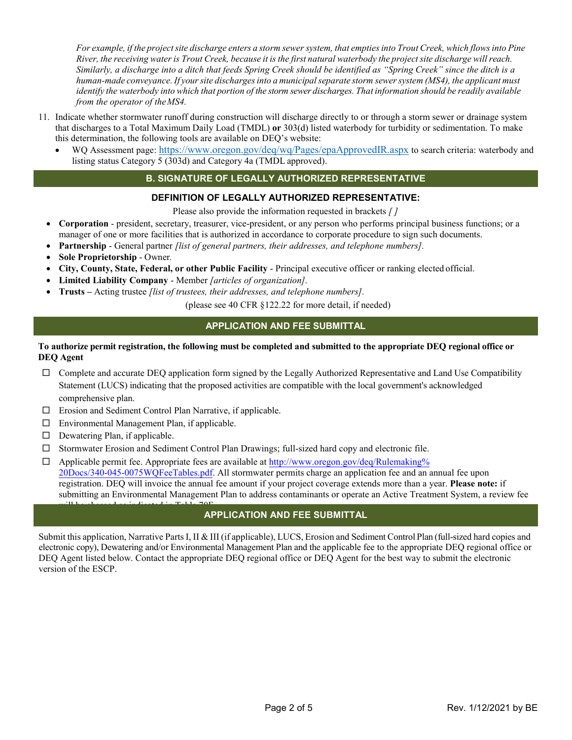*For example, if the project site discharge enters a storm sewer system, that empties into Trout Creek, which flows into Pine River, the receiving water is Trout Creek, because it is the first natural waterbody the project site discharge will reach. Similarly, a discharge into a ditch that feeds Spring Creek should be identified as "Spring Creek" since the ditch is a human-made conveyance. If your site discharges into a municipal separate storm sewer system (MS4), the applicant must identify the waterbody into which that portion of the storm sewer discharges. That information should be readily available from the operator of the MS4.*

11. Indicate whether stormwater runoff during construction will discharge directly to or through a storm sewer or drainage system that discharges to a Total Maximum Daily Load (TMDL) **or** 303(d) listed waterbody for turbidity or sedimentation. To make this determination, the following tools are available on DEQ's website:
    - WQ Assessment page: https://www.oregon.gov/deq/wq/Pages/epaApprovedIR.aspx to search criteria: waterbody and listing status Category 5 (303d) and Category 4a (TMDL approved).

## B. SIGNATURE OF LEGALLY AUTHORIZED REPRESENTATIVE

### DEFINITION OF LEGALLY AUTHORIZED REPRESENTATIVE:

Please also provide the information requested in brackets *[ ]*

- **Corporation** - president, secretary, treasurer, vice-president, or any person who performs principal business functions; or a manager of one or more facilities that is authorized in accordance to corporate procedure to sign such documents.
- **Partnership** - General partner *[list of general partners, their addresses, and telephone numbers].*
- **Sole Proprietorship** - Owner.
- **City, County, State, Federal, or other Public Facility** - Principal executive officer or ranking elected official.
- **Limited Liability Company** - Member *[articles of organization].*
- **Trusts** – Acting trustee *[list of trustees, their addresses, and telephone numbers].*

(please see 40 CFR §122.22 for more detail, if needed)

## APPLICATION AND FEE SUBMITTAL

**To authorize permit registration, the following must be completed and submitted to the appropriate DEQ regional office or DEQ Agent**

- ☐ Complete and accurate DEQ application form signed by the Legally Authorized Representative and Land Use Compatibility Statement (LUCS) indicating that the proposed activities are compatible with the local government's acknowledged comprehensive plan.
- ☐ Erosion and Sediment Control Plan Narrative, if applicable.
- ☐ Environmental Management Plan, if applicable.
- ☐ Dewatering Plan, if applicable.
- ☐ Stormwater Erosion and Sediment Control Plan Drawings; full-sized hard copy and electronic file.
- ☐ Applicable permit fee. Appropriate fees are available at http://www.oregon.gov/deq/Rulemaking%20Docs/340-045-0075WQFeeTables.pdf. All stormwater permits charge an application fee and an annual fee upon registration. DEQ will invoice the annual fee amount if your project coverage extends more than a year. **Please note:** if submitting an Environmental Management Plan to address contaminants or operate an Active Treatment System, a review fee will be charged as indicated in Table 70F.

## APPLICATION AND FEE SUBMITTAL

Submit this application, Narrative Parts I, II & III (if applicable), LUCS, Erosion and Sediment Control Plan (full-sized hard copies and electronic copy), Dewatering and/or Environmental Management Plan and the applicable fee to the appropriate DEQ regional office or DEQ Agent listed below. Contact the appropriate DEQ regional office or DEQ Agent for the best way to submit the electronic version of the ESCP.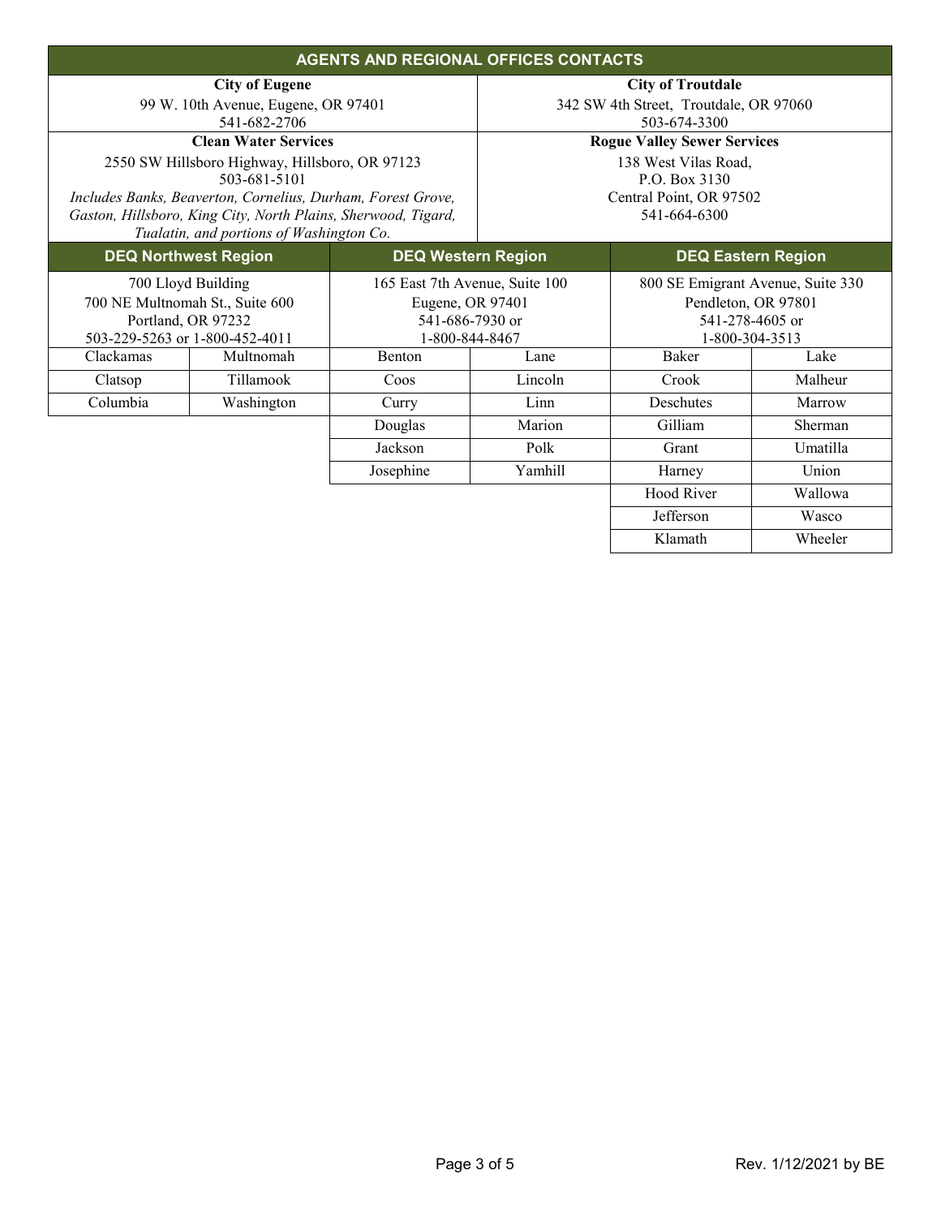## AGENTS AND REGIONAL OFFICES CONTACTS

| **City of Eugene** | **City of Troutdale** |
|---|---|
| 99 W. 10th Avenue, Eugene, OR 97401<br>541-682-2706 | 342 SW 4th Street, Troutdale, OR 97060<br>503-674-3300 |
| **Clean Water Services** | **Rogue Valley Sewer Services** |
| 2550 SW Hillsboro Highway, Hillsboro, OR 97123<br>503-681-5101<br>*Includes Banks, Beaverton, Cornelius, Durham, Forest Grove, Gaston, Hillsboro, King City, North Plains, Sherwood, Tigard, Tualatin, and portions of Washington Co.* | 138 West Vilas Road,<br>P.O. Box 3130<br>Central Point, OR 97502<br>541-664-6300 |

| DEQ Northwest Region | | DEQ Western Region | | DEQ Eastern Region | |
|---|---|---|---|---|---|
| 700 Lloyd Building<br>700 NE Multnomah St., Suite 600<br>Portland, OR 97232<br>503-229-5263 or 1-800-452-4011 | | 165 East 7th Avenue, Suite 100<br>Eugene, OR 97401<br>541-686-7930 or<br>1-800-844-8467 | | 800 SE Emigrant Avenue, Suite 330<br>Pendleton, OR 97801<br>541-278-4605 or<br>1-800-304-3513 | |
| Clackamas | Multnomah | Benton | Lane | Baker | Lake |
| Clatsop | Tillamook | Coos | Lincoln | Crook | Malheur |
| Columbia | Washington | Curry | Linn | Deschutes | Marrow |
| | | Douglas | Marion | Gilliam | Sherman |
| | | Jackson | Polk | Grant | Umatilla |
| | | Josephine | Yamhill | Harney | Union |
| | | | | Hood River | Wallowa |
| | | | | Jefferson | Wasco |
| | | | | Klamath | Wheeler |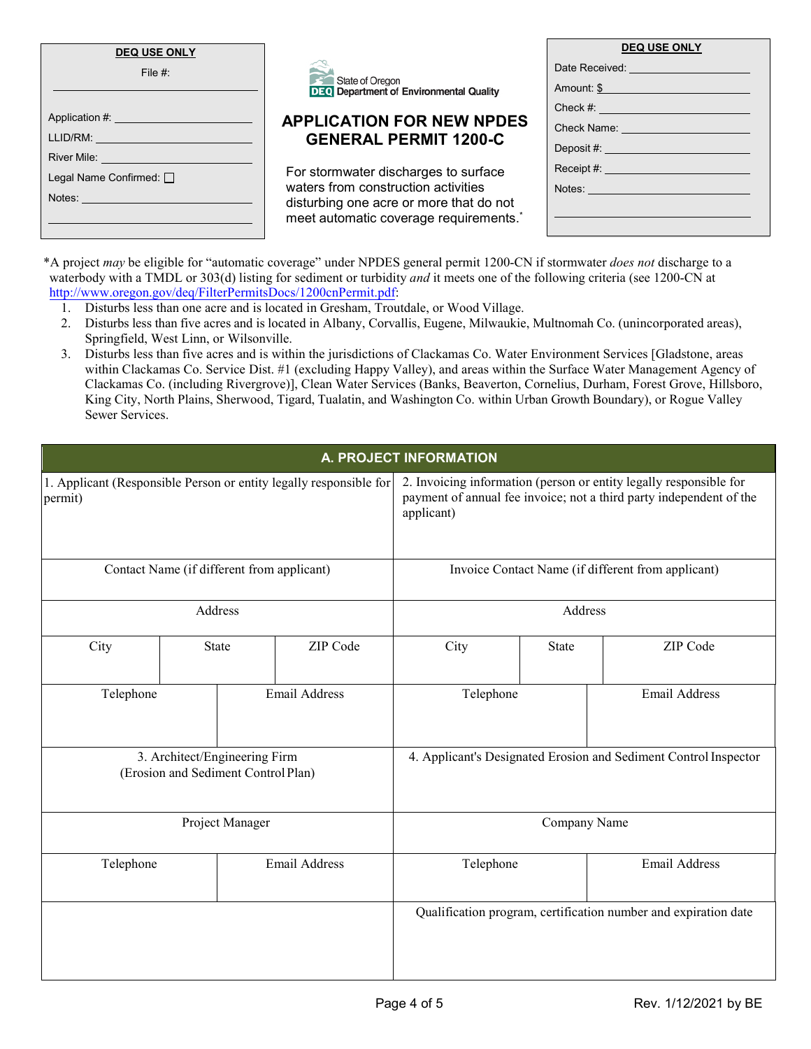| DEQ USE ONLY |
|---|
| File #: |
| Application #: |
| LLID/RM: |
| River Mile: |
| Legal Name Confirmed: ☐ |
| Notes: |

State of Oregon
DEQ Department of Environmental Quality

# APPLICATION FOR NEW NPDES GENERAL PERMIT 1200-C

For stormwater discharges to surface waters from construction activities disturbing one acre or more that do not meet automatic coverage requirements.*

| DEQ USE ONLY |
|---|
| Date Received: |
| Amount: $ |
| Check #: |
| Check Name: |
| Deposit #: |
| Receipt #: |
| Notes: |

*A project *may* be eligible for "automatic coverage" under NPDES general permit 1200-CN if stormwater *does not* discharge to a waterbody with a TMDL or 303(d) listing for sediment or turbidity *and* it meets one of the following criteria (see 1200-CN at http://www.oregon.gov/deq/FilterPermitsDocs/1200cnPermit.pdf:

1. Disturbs less than one acre and is located in Gresham, Troutdale, or Wood Village.
2. Disturbs less than five acres and is located in Albany, Corvallis, Eugene, Milwaukie, Multnomah Co. (unincorporated areas), Springfield, West Linn, or Wilsonville.
3. Disturbs less than five acres and is within the jurisdictions of Clackamas Co. Water Environment Services [Gladstone, areas within Clackamas Co. Service Dist. #1 (excluding Happy Valley), and areas within the Surface Water Management Agency of Clackamas Co. (including Rivergrove)], Clean Water Services (Banks, Beaverton, Cornelius, Durham, Forest Grove, Hillsboro, King City, North Plains, Sherwood, Tigard, Tualatin, and Washington Co. within Urban Growth Boundary), or Rogue Valley Sewer Services.

## A. PROJECT INFORMATION

| 1. Applicant (Responsible Person or entity legally responsible for permit) | | | 2. Invoicing information (person or entity legally responsible for payment of annual fee invoice; not a third party independent of the applicant) | | |
|---|---|---|---|---|---|
| Contact Name (if different from applicant) | | | Invoice Contact Name (if different from applicant) | | |
| Address | | | Address | | |
| City | State | ZIP Code | City | State | ZIP Code |
| Telephone | Email Address | | Telephone | Email Address | |
| 3. Architect/Engineering Firm (Erosion and Sediment Control Plan) | | | 4. Applicant's Designated Erosion and Sediment Control Inspector | | |
| Project Manager | | | Company Name | | |
| Telephone | Email Address | | Telephone | Email Address | |
| | | | Qualification program, certification number and expiration date | | |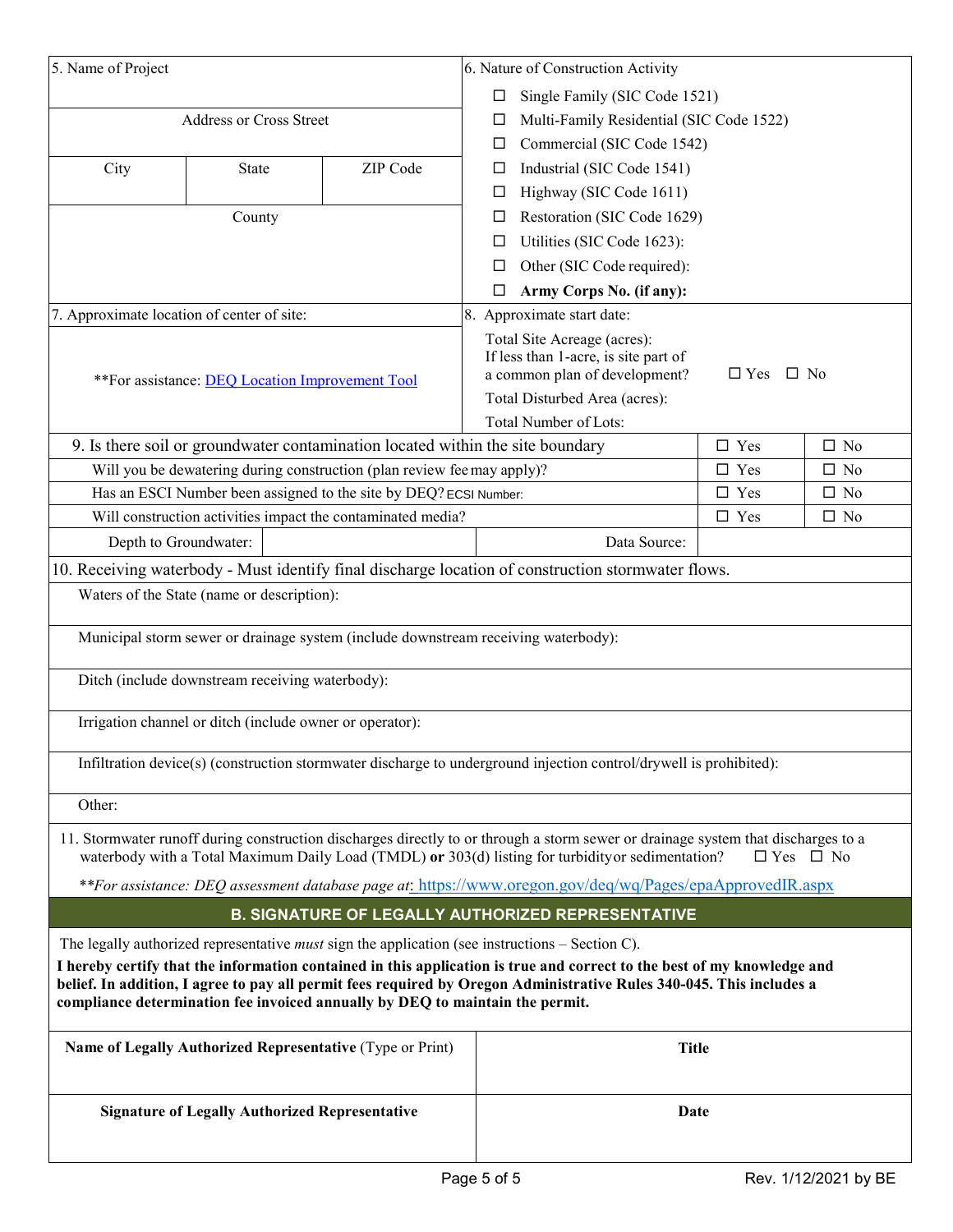| | |
|---|---|
| 5. Name of Project | 6. Nature of Construction Activity<br>☐ Single Family (SIC Code 1521)<br>☐ Multi-Family Residential (SIC Code 1522)<br>☐ Commercial (SIC Code 1542)<br>☐ Industrial (SIC Code 1541)<br>☐ Highway (SIC Code 1611)<br>☐ Restoration (SIC Code 1629)<br>☐ Utilities (SIC Code 1623):<br>☐ Other (SIC Code required):<br>☐ **Army Corps No. (if any):** |
| Address or Cross Street | |
| City / State / ZIP Code | |
| County | |
| 7. Approximate location of center of site:<br>**For assistance: [DEQ Location Improvement Tool]() | 8. Approximate start date:<br>Total Site Acreage (acres):<br>If less than 1-acre, is site part of a common plan of development? ☐ Yes ☐ No<br>Total Disturbed Area (acres):<br>Total Number of Lots: |

| | | |
|---|---|---|
| 9. Is there soil or groundwater contamination located within the site boundary | ☐ Yes | ☐ No |
| Will you be dewatering during construction (plan review fee may apply)? | ☐ Yes | ☐ No |
| Has an ESCI Number been assigned to the site by DEQ? ECSI Number: | ☐ Yes | ☐ No |
| Will construction activities impact the contaminated media? | ☐ Yes | ☐ No |

| | | | |
|---|---|---|---|
| Depth to Groundwater: | | Data Source: | |

10. Receiving waterbody - Must identify final discharge location of construction stormwater flows.

Waters of the State (name or description):

Municipal storm sewer or drainage system (include downstream receiving waterbody):

Ditch (include downstream receiving waterbody):

Irrigation channel or ditch (include owner or operator):

Infiltration device(s) (construction stormwater discharge to underground injection control/drywell is prohibited):

Other:

11. Stormwater runoff during construction discharges directly to or through a storm sewer or drainage system that discharges to a waterbody with a Total Maximum Daily Load (TMDL) **or** 303(d) listing for turbidity or sedimentation? ☐ Yes ☐ No

*\*\*For assistance: DEQ assessment database page at*: https://www.oregon.gov/deq/wq/Pages/epaApprovedIR.aspx

## B. SIGNATURE OF LEGALLY AUTHORIZED REPRESENTATIVE

The legally authorized representative *must* sign the application (see instructions – Section C).

**I hereby certify that the information contained in this application is true and correct to the best of my knowledge and belief. In addition, I agree to pay all permit fees required by Oregon Administrative Rules 340-045. This includes a compliance determination fee invoiced annually by DEQ to maintain the permit.**

| | |
|---|---|
| **Name of Legally Authorized Representative** (Type or Print) | **Title** |
| | |
| **Signature of Legally Authorized Representative** | **Date** |
| | |

Rev. 1/12/2021 by BE